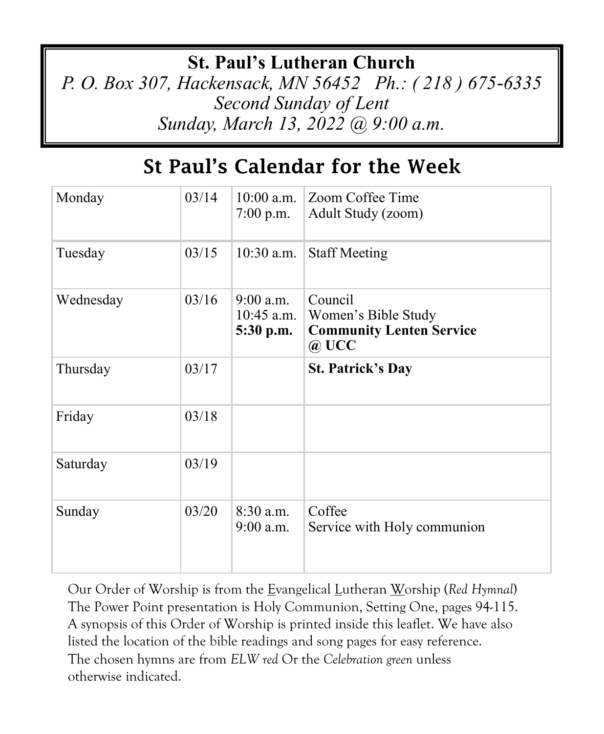# St. Paul's Lutheran Church

*P. O. Box 307, Hackensack, MN 56452   Ph.: ( 218 ) 675-6335*

*Second Sunday of Lent*

*Sunday, March 13, 2022 @ 9:00 a.m.*

## St Paul's Calendar for the Week

| | | | |
|---|---|---|---|
| Monday | 03/14 | 10:00 a.m.<br>7:00 p.m. | Zoom Coffee Time<br>Adult Study (zoom) |
| Tuesday | 03/15 | 10:30 a.m. | Staff Meeting |
| Wednesday | 03/16 | 9:00 a.m.<br>10:45 a.m.<br>**5:30 p.m.** | Council<br>Women's Bible Study<br>**Community Lenten Service @ UCC** |
| Thursday | 03/17 | | **St. Patrick's Day** |
| Friday | 03/18 | | |
| Saturday | 03/19 | | |
| Sunday | 03/20 | 8:30 a.m.<br>9:00 a.m. | Coffee<br>Service with Holy communion |

Our Order of Worship is from the Evangelical Lutheran Worship (*Red Hymnal*) The Power Point presentation is Holy Communion, Setting One, pages 94-115. A synopsis of this Order of Worship is printed inside this leaflet. We have also listed the location of the bible readings and song pages for easy reference. The chosen hymns are from *ELW red* Or the *Celebration green* unless otherwise indicated.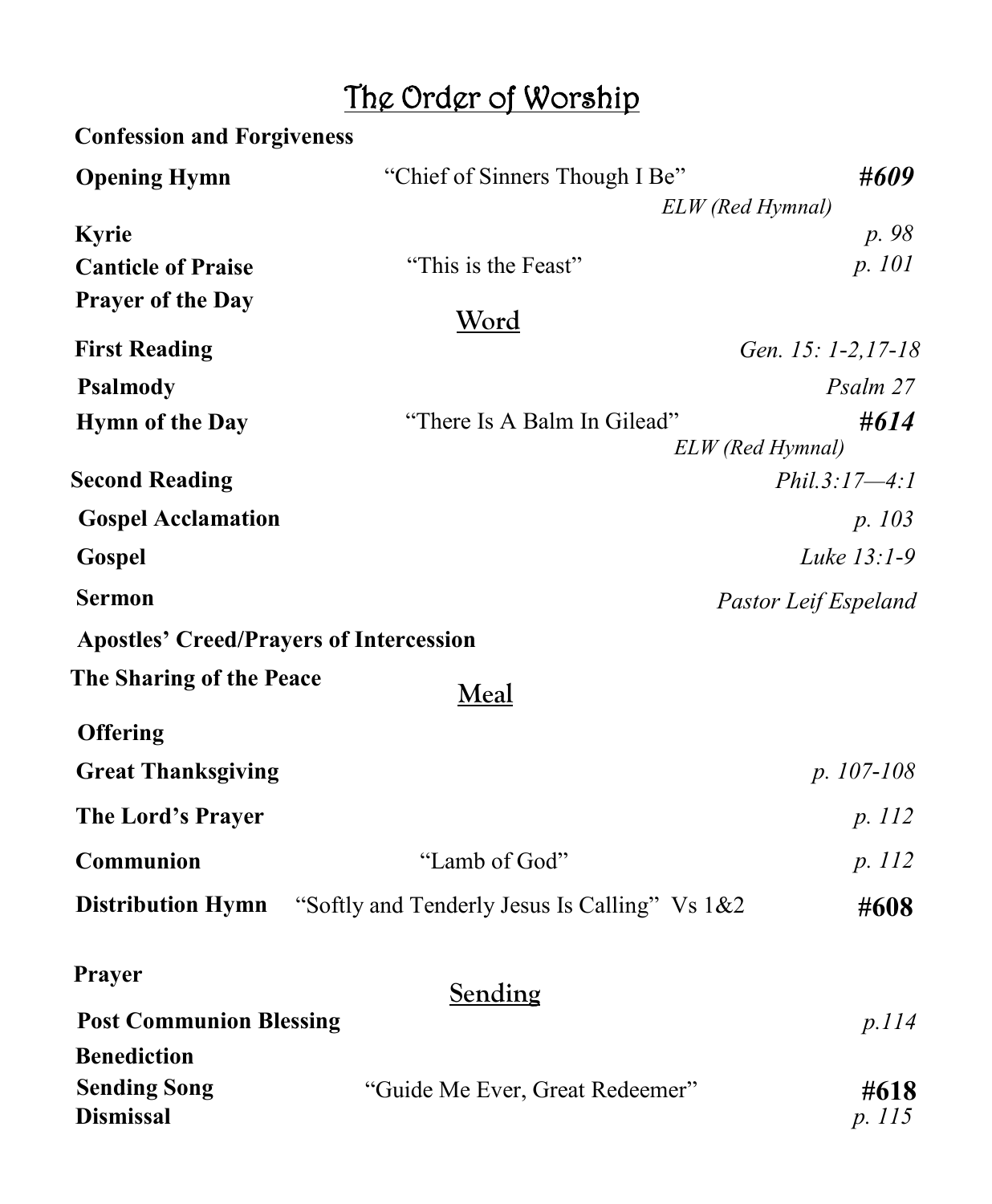# The Order of Worship

| | | |
|---|---|---|
| **Confession and Forgiveness** | | |
| **Opening Hymn** | "Chief of Sinners Though I Be" *ELW (Red Hymnal)* | ***#609*** |
| **Kyrie** | | *p. 98* |
| **Canticle of Praise** | "This is the Feast" | *p. 101* |
| **Prayer of the Day** | | |

## Word

| | | |
|---|---|---|
| **First Reading** | | *Gen. 15: 1-2,17-18* |
| **Psalmody** | | *Psalm 27* |
| **Hymn of the Day** | "There Is A Balm In Gilead" *ELW (Red Hymnal)* | ***#614*** |
| **Second Reading** | | *Phil.3:17—4:1* |
| **Gospel Acclamation** | | *p. 103* |
| **Gospel** | | *Luke 13:1-9* |
| **Sermon** | | *Pastor Leif Espeland* |
| **Apostles' Creed/Prayers of Intercession** | | |
| **The Sharing of the Peace** | | |

## Meal

| | | |
|---|---|---|
| **Offering** | | |
| **Great Thanksgiving** | | *p. 107-108* |
| **The Lord's Prayer** | | *p. 112* |
| **Communion** | "Lamb of God" | *p. 112* |
| **Distribution Hymn** | "Softly and Tenderly Jesus Is Calling" Vs 1&2 | **#608** |
| **Prayer** | | |

## Sending

| | | |
|---|---|---|
| **Post Communion Blessing** | | *p.114* |
| **Benediction** | | |
| **Sending Song** | "Guide Me Ever, Great Redeemer" | **#618** |
| **Dismissal** | | *p. 115* |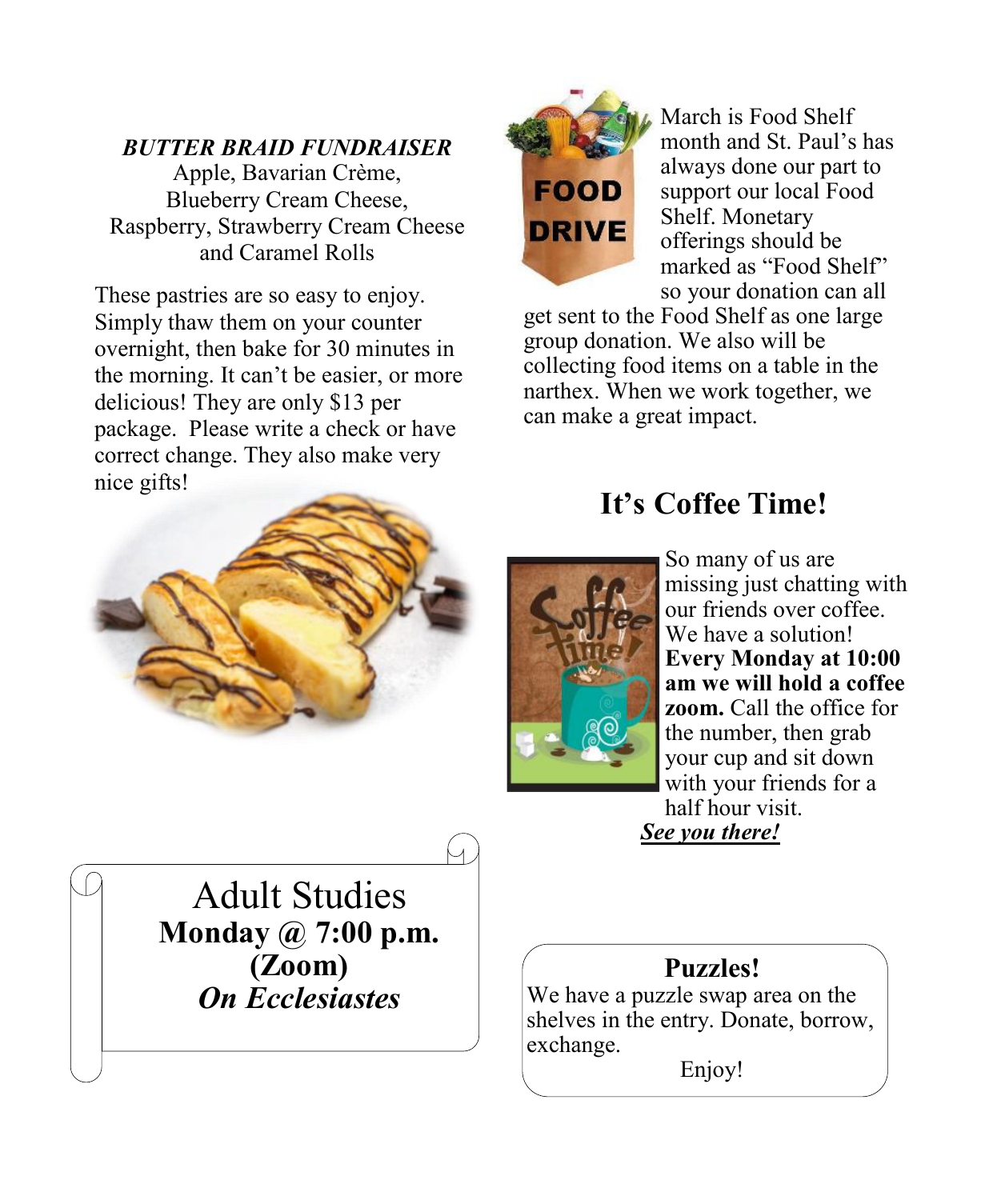## *BUTTER BRAID FUNDRAISER*

Apple, Bavarian Crème,
Blueberry Cream Cheese,
Raspberry, Strawberry Cream Cheese
and Caramel Rolls

These pastries are so easy to enjoy. Simply thaw them on your counter overnight, then bake for 30 minutes in the morning. It can't be easier, or more delicious! They are only $13 per package. Please write a check or have correct change. They also make very nice gifts!

March is Food Shelf month and St. Paul's has always done our part to support our local Food Shelf. Monetary offerings should be marked as "Food Shelf" so your donation can all get sent to the Food Shelf as one large group donation. We also will be collecting food items on a table in the narthex. When we work together, we can make a great impact.

## It's Coffee Time!

So many of us are missing just chatting with our friends over coffee. We have a solution! **Every Monday at 10:00 am we will hold a coffee zoom.** Call the office for the number, then grab your cup and sit down with your friends for a half hour visit.

***See you there!***

## Adult Studies

**Monday @ 7:00 p.m.**
**(Zoom)**
***On Ecclesiastes***

### Puzzles!

We have a puzzle swap area on the shelves in the entry. Donate, borrow, exchange.

Enjoy!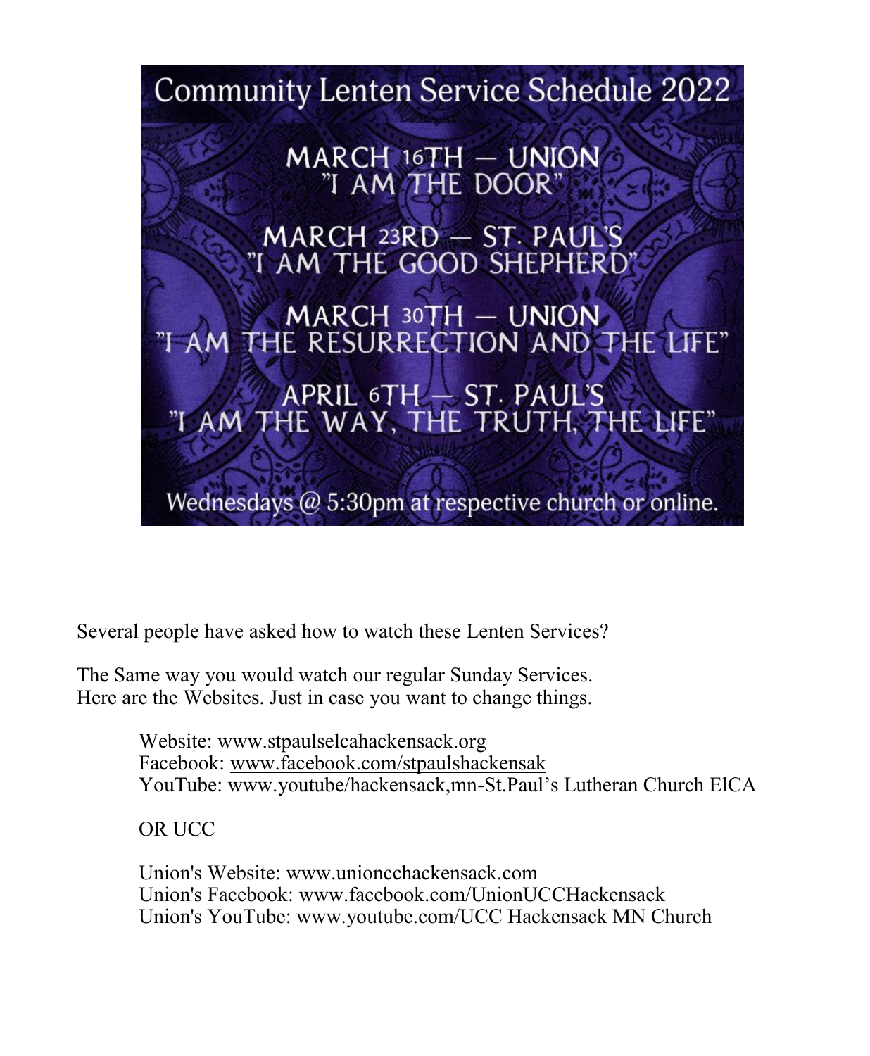# Community Lenten Service Schedule 2022

MARCH 16TH — UNION
"I AM THE DOOR"

MARCH 23RD — ST. PAUL'S
"I AM THE GOOD SHEPHERD"

MARCH 30TH — UNION
"I AM THE RESURRECTION AND THE LIFE"

APRIL 6TH — ST. PAUL'S
"I AM THE WAY, THE TRUTH, THE LIFE"

Wednesdays @ 5:30pm at respective church or online.

Several people have asked how to watch these Lenten Services?

The Same way you would watch our regular Sunday Services.
Here are the Websites. Just in case you want to change things.

> Website: www.stpaulselcahackensack.org
> Facebook: www.facebook.com/stpaulshackensak
> YouTube: www.youtube/hackensack,mn-St.Paul's Lutheran Church ElCA
>
> OR UCC
>
> Union's Website: www.unioncchackensack.com
> Union's Facebook: www.facebook.com/UnionUCCHackensack
> Union's YouTube: www.youtube.com/UCC Hackensack MN Church